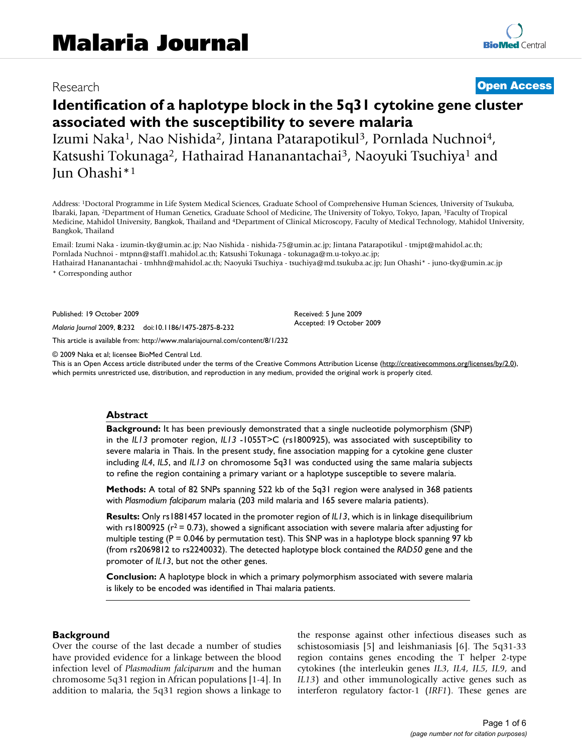Research

**Open Access**

# Identification of a haplotype block in the 5q31 cytokine gene cluster associated with the susceptibility to severe malaria

Izumi Naka[1], Nao Nishida[2], Jintana Patarapotikul[3], Pornlada Nuchnoi[4], Katsushi Tokunaga[2], Hathairad Hananantachai[3], Naoyuki Tsuchiya[1] and Jun Ohashi*[1]

Address: [1]Doctoral Programme in Life System Medical Sciences, Graduate School of Comprehensive Human Sciences, University of Tsukuba, Ibaraki, Japan, [2]Department of Human Genetics, Graduate School of Medicine, The University of Tokyo, Tokyo, Japan, [3]Faculty of Tropical Medicine, Mahidol University, Bangkok, Thailand and [4]Department of Clinical Microscopy, Faculty of Medical Technology, Mahidol University, Bangkok, Thailand

Email: Izumi Naka - izumin-tky@umin.ac.jp; Nao Nishida - nishida-75@umin.ac.jp; Jintana Patarapotikul - tmjpt@mahidol.ac.th; Pornlada Nuchnoi - mtpnn@staff1.mahidol.ac.th; Katsushi Tokunaga - tokunaga@m.u-tokyo.ac.jp; Hathairad Hananantachai - tmhhn@mahidol.ac.th; Naoyuki Tsuchiya - tsuchiya@md.tsukuba.ac.jp; Jun Ohashi* - juno-tky@umin.ac.jp

\* Corresponding author

Published: 19 October 2009

*Malaria Journal* 2009, **8**:232 doi:10.1186/1475-2875-8-232

Received: 5 June 2009

Accepted: 19 October 2009

This article is available from: http://www.malariajournal.com/content/8/1/232

© 2009 Naka et al; licensee BioMed Central Ltd.

This is an Open Access article distributed under the terms of the Creative Commons Attribution License (http://creativecommons.org/licenses/by/2.0), which permits unrestricted use, distribution, and reproduction in any medium, provided the original work is properly cited.

## Abstract

**Background:** It has been previously demonstrated that a single nucleotide polymorphism (SNP) in the *IL13* promoter region, *IL13* -1055T>C (rs1800925), was associated with susceptibility to severe malaria in Thais. In the present study, fine association mapping for a cytokine gene cluster including *IL4*, *IL5*, and *IL13* on chromosome 5q31 was conducted using the same malaria subjects to refine the region containing a primary variant or a haplotype susceptible to severe malaria.

**Methods:** A total of 82 SNPs spanning 522 kb of the 5q31 region were analysed in 368 patients with *Plasmodium falciparum* malaria (203 mild malaria and 165 severe malaria patients).

**Results:** Only rs1881457 located in the promoter region of *IL13*, which is in linkage disequilibrium with rs1800925 ($r^2 = 0.73$), showed a significant association with severe malaria after adjusting for multiple testing ($P = 0.046$ by permutation test). This SNP was in a haplotype block spanning 97 kb (from rs2069812 to rs2240032). The detected haplotype block contained the *RAD50* gene and the promoter of *IL13*, but not the other genes.

**Conclusion:** A haplotype block in which a primary polymorphism associated with severe malaria is likely to be encoded was identified in Thai malaria patients.

## Background

Over the course of the last decade a number of studies have provided evidence for a linkage between the blood infection level of *Plasmodium falciparum* and the human chromosome 5q31 region in African populations [1-4]. In addition to malaria, the 5q31 region shows a linkage to the response against other infectious diseases such as schistosomiasis [5] and leishmaniasis [6]. The 5q31-33 region contains genes encoding the T helper 2-type cytokines (the interleukin genes *IL3*, *IL4*, *IL5*, *IL9*, and *IL13*) and other immunologically active genes such as interferon regulatory factor-1 (*IRF1*). These genes are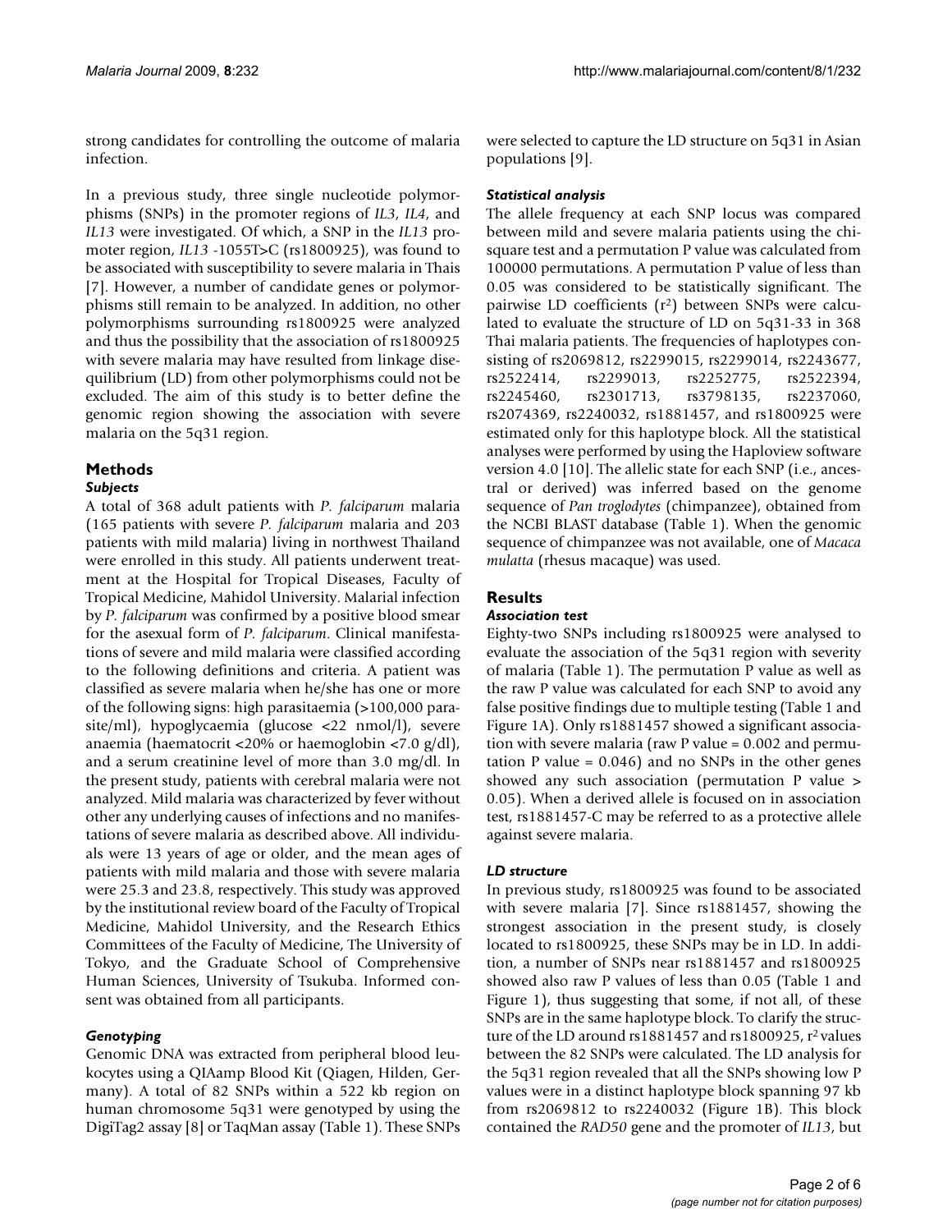strong candidates for controlling the outcome of malaria infection.

In a previous study, three single nucleotide polymorphisms (SNPs) in the promoter regions of *IL3*, *IL4*, and *IL13* were investigated. Of which, a SNP in the *IL13* promoter region, *IL13* -1055T>C (rs1800925), was found to be associated with susceptibility to severe malaria in Thais [7]. However, a number of candidate genes or polymorphisms still remain to be analyzed. In addition, no other polymorphisms surrounding rs1800925 were analyzed and thus the possibility that the association of rs1800925 with severe malaria may have resulted from linkage disequilibrium (LD) from other polymorphisms could not be excluded. The aim of this study is to better define the genomic region showing the association with severe malaria on the 5q31 region.

## Methods

### Subjects

A total of 368 adult patients with *P. falciparum* malaria (165 patients with severe *P. falciparum* malaria and 203 patients with mild malaria) living in northwest Thailand were enrolled in this study. All patients underwent treatment at the Hospital for Tropical Diseases, Faculty of Tropical Medicine, Mahidol University. Malarial infection by *P. falciparum* was confirmed by a positive blood smear for the asexual form of *P. falciparum*. Clinical manifestations of severe and mild malaria were classified according to the following definitions and criteria. A patient was classified as severe malaria when he/she has one or more of the following signs: high parasitaemia (>100,000 parasite/ml), hypoglycaemia (glucose <22 nmol/l), severe anaemia (haematocrit <20% or haemoglobin <7.0 g/dl), and a serum creatinine level of more than 3.0 mg/dl. In the present study, patients with cerebral malaria were not analyzed. Mild malaria was characterized by fever without other any underlying causes of infections and no manifestations of severe malaria as described above. All individuals were 13 years of age or older, and the mean ages of patients with mild malaria and those with severe malaria were 25.3 and 23.8, respectively. This study was approved by the institutional review board of the Faculty of Tropical Medicine, Mahidol University, and the Research Ethics Committees of the Faculty of Medicine, The University of Tokyo, and the Graduate School of Comprehensive Human Sciences, University of Tsukuba. Informed consent was obtained from all participants.

### Genotyping

Genomic DNA was extracted from peripheral blood leukocytes using a QIAamp Blood Kit (Qiagen, Hilden, Germany). A total of 82 SNPs within a 522 kb region on human chromosome 5q31 were genotyped by using the DigiTag2 assay [8] or TaqMan assay (Table 1). These SNPs were selected to capture the LD structure on 5q31 in Asian populations [9].

### Statistical analysis

The allele frequency at each SNP locus was compared between mild and severe malaria patients using the chi-square test and a permutation P value was calculated from 100000 permutations. A permutation P value of less than 0.05 was considered to be statistically significant. The pairwise LD coefficients ($r^2$) between SNPs were calculated to evaluate the structure of LD on 5q31-33 in 368 Thai malaria patients. The frequencies of haplotypes consisting of rs2069812, rs2299015, rs2299014, rs2243677, rs2522414, rs2299013, rs2252775, rs2522394, rs2245460, rs2301713, rs3798135, rs2237060, rs2074369, rs2240032, rs1881457, and rs1800925 were estimated only for this haplotype block. All the statistical analyses were performed by using the Haploview software version 4.0 [10]. The allelic state for each SNP (i.e., ancestral or derived) was inferred based on the genome sequence of *Pan troglodytes* (chimpanzee), obtained from the NCBI BLAST database (Table 1). When the genomic sequence of chimpanzee was not available, one of *Macaca mulatta* (rhesus macaque) was used.

## Results

### Association test

Eighty-two SNPs including rs1800925 were analysed to evaluate the association of the 5q31 region with severity of malaria (Table 1). The permutation P value as well as the raw P value was calculated for each SNP to avoid any false positive findings due to multiple testing (Table 1 and Figure 1A). Only rs1881457 showed a significant association with severe malaria (raw P value = 0.002 and permutation P value = 0.046) and no SNPs in the other genes showed any such association (permutation P value > 0.05). When a derived allele is focused on in association test, rs1881457-C may be referred to as a protective allele against severe malaria.

### LD structure

In previous study, rs1800925 was found to be associated with severe malaria [7]. Since rs1881457, showing the strongest association in the present study, is closely located to rs1800925, these SNPs may be in LD. In addition, a number of SNPs near rs1881457 and rs1800925 showed also raw P values of less than 0.05 (Table 1 and Figure 1), thus suggesting that some, if not all, of these SNPs are in the same haplotype block. To clarify the structure of the LD around rs1881457 and rs1800925, $r^2$ values between the 82 SNPs were calculated. The LD analysis for the 5q31 region revealed that all the SNPs showing low P values were in a distinct haplotype block spanning 97 kb from rs2069812 to rs2240032 (Figure 1B). This block contained the *RAD50* gene and the promoter of *IL13*, but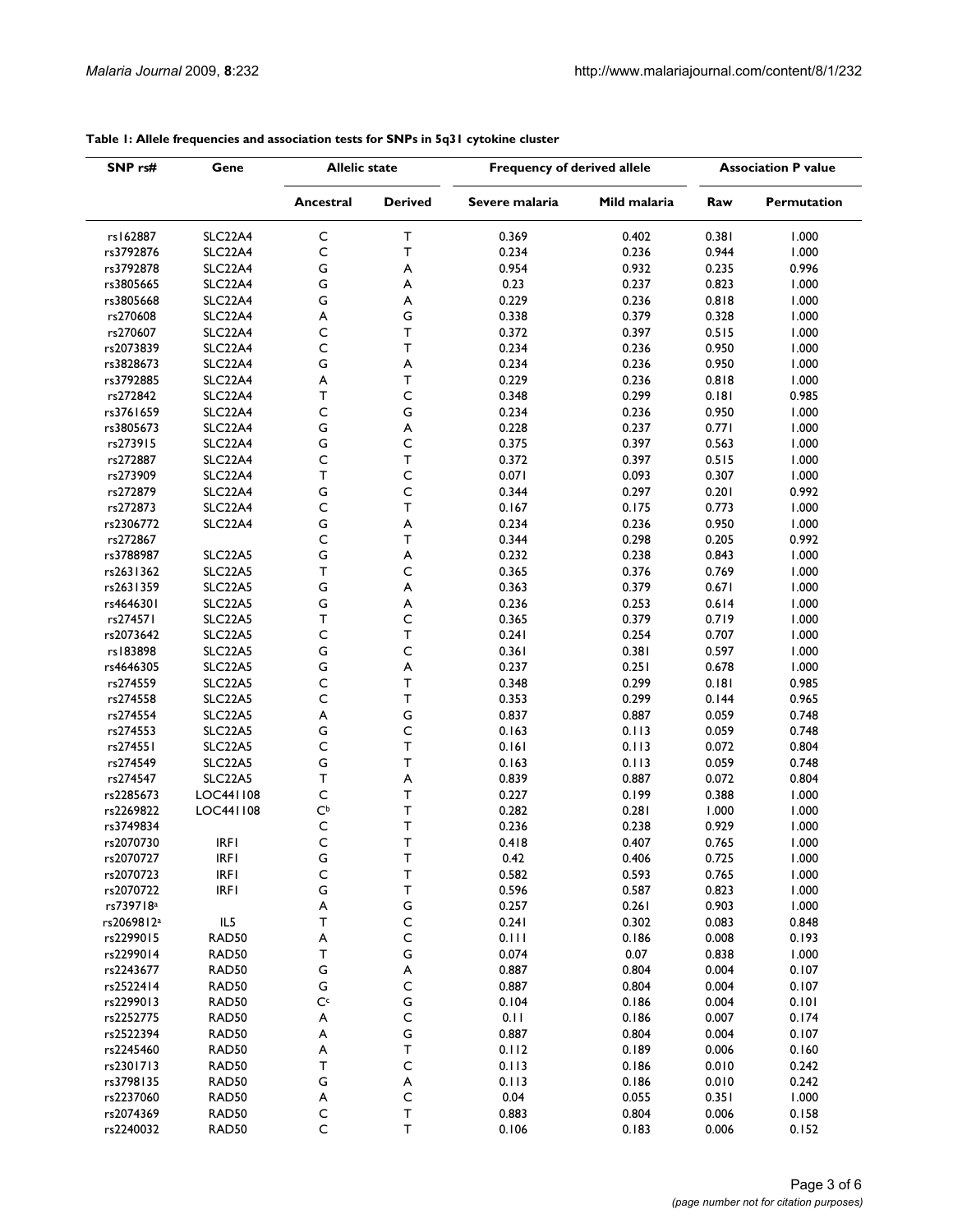**Table 1: Allele frequencies and association tests for SNPs in 5q31 cytokine cluster**

| SNP rs# | Gene | Allelic state | | Frequency of derived allele | | Association P value | |
|---|---|---|---|---|---|---|---|
| | | Ancestral | Derived | Severe malaria | Mild malaria | Raw | Permutation |
| rs162887 | SLC22A4 | C | T | 0.369 | 0.402 | 0.381 | 1.000 |
| rs3792876 | SLC22A4 | C | T | 0.234 | 0.236 | 0.944 | 1.000 |
| rs3792878 | SLC22A4 | G | A | 0.954 | 0.932 | 0.235 | 0.996 |
| rs3805665 | SLC22A4 | G | A | 0.23 | 0.237 | 0.823 | 1.000 |
| rs3805668 | SLC22A4 | G | A | 0.229 | 0.236 | 0.818 | 1.000 |
| rs270608 | SLC22A4 | A | G | 0.338 | 0.379 | 0.328 | 1.000 |
| rs270607 | SLC22A4 | C | T | 0.372 | 0.397 | 0.515 | 1.000 |
| rs2073839 | SLC22A4 | C | T | 0.234 | 0.236 | 0.950 | 1.000 |
| rs3828673 | SLC22A4 | G | A | 0.234 | 0.236 | 0.950 | 1.000 |
| rs3792885 | SLC22A4 | A | T | 0.229 | 0.236 | 0.818 | 1.000 |
| rs272842 | SLC22A4 | T | C | 0.348 | 0.299 | 0.181 | 0.985 |
| rs3761659 | SLC22A4 | C | G | 0.234 | 0.236 | 0.950 | 1.000 |
| rs3805673 | SLC22A4 | G | A | 0.228 | 0.237 | 0.771 | 1.000 |
| rs273915 | SLC22A4 | G | C | 0.375 | 0.397 | 0.563 | 1.000 |
| rs272887 | SLC22A4 | C | T | 0.372 | 0.397 | 0.515 | 1.000 |
| rs273909 | SLC22A4 | T | C | 0.071 | 0.093 | 0.307 | 1.000 |
| rs272879 | SLC22A4 | G | C | 0.344 | 0.297 | 0.201 | 0.992 |
| rs272873 | SLC22A4 | C | T | 0.167 | 0.175 | 0.773 | 1.000 |
| rs2306772 | SLC22A4 | G | A | 0.234 | 0.236 | 0.950 | 1.000 |
| rs272867 | | C | T | 0.344 | 0.298 | 0.205 | 0.992 |
| rs3788987 | SLC22A5 | G | A | 0.232 | 0.238 | 0.843 | 1.000 |
| rs2631362 | SLC22A5 | T | C | 0.365 | 0.376 | 0.769 | 1.000 |
| rs2631359 | SLC22A5 | G | A | 0.363 | 0.379 | 0.671 | 1.000 |
| rs4646301 | SLC22A5 | G | A | 0.236 | 0.253 | 0.614 | 1.000 |
| rs274571 | SLC22A5 | T | C | 0.365 | 0.379 | 0.719 | 1.000 |
| rs2073642 | SLC22A5 | C | T | 0.241 | 0.254 | 0.707 | 1.000 |
| rs183898 | SLC22A5 | G | C | 0.361 | 0.381 | 0.597 | 1.000 |
| rs4646305 | SLC22A5 | G | A | 0.237 | 0.251 | 0.678 | 1.000 |
| rs274559 | SLC22A5 | C | T | 0.348 | 0.299 | 0.181 | 0.985 |
| rs274558 | SLC22A5 | C | T | 0.353 | 0.299 | 0.144 | 0.965 |
| rs274554 | SLC22A5 | A | G | 0.837 | 0.887 | 0.059 | 0.748 |
| rs274553 | SLC22A5 | G | C | 0.163 | 0.113 | 0.059 | 0.748 |
| rs274551 | SLC22A5 | C | T | 0.161 | 0.113 | 0.072 | 0.804 |
| rs274549 | SLC22A5 | G | T | 0.163 | 0.113 | 0.059 | 0.748 |
| rs274547 | SLC22A5 | T | A | 0.839 | 0.887 | 0.072 | 0.804 |
| rs2285673 | LOC441108 | C | T | 0.227 | 0.199 | 0.388 | 1.000 |
| rs2269822 | LOC441108 | C[b] | T | 0.282 | 0.281 | 1.000 | 1.000 |
| rs3749834 | | C | T | 0.236 | 0.238 | 0.929 | 1.000 |
| rs2070730 | IRF1 | C | T | 0.418 | 0.407 | 0.765 | 1.000 |
| rs2070727 | IRF1 | G | T | 0.42 | 0.406 | 0.725 | 1.000 |
| rs2070723 | IRF1 | C | T | 0.582 | 0.593 | 0.765 | 1.000 |
| rs2070722 | IRF1 | G | T | 0.596 | 0.587 | 0.823 | 1.000 |
| rs739718[a] | | A | G | 0.257 | 0.261 | 0.903 | 1.000 |
| rs2069812[a] | IL5 | T | C | 0.241 | 0.302 | 0.083 | 0.848 |
| rs2299015 | RAD50 | A | C | 0.111 | 0.186 | 0.008 | 0.193 |
| rs2299014 | RAD50 | T | G | 0.074 | 0.07 | 0.838 | 1.000 |
| rs2243677 | RAD50 | G | A | 0.887 | 0.804 | 0.004 | 0.107 |
| rs2522414 | RAD50 | G | C | 0.887 | 0.804 | 0.004 | 0.107 |
| rs2299013 | RAD50 | C[c] | G | 0.104 | 0.186 | 0.004 | 0.101 |
| rs2252775 | RAD50 | A | C | 0.11 | 0.186 | 0.007 | 0.174 |
| rs2522394 | RAD50 | A | G | 0.887 | 0.804 | 0.004 | 0.107 |
| rs2245460 | RAD50 | A | T | 0.112 | 0.189 | 0.006 | 0.160 |
| rs2301713 | RAD50 | T | C | 0.113 | 0.186 | 0.010 | 0.242 |
| rs3798135 | RAD50 | G | A | 0.113 | 0.186 | 0.010 | 0.242 |
| rs2237060 | RAD50 | A | C | 0.04 | 0.055 | 0.351 | 1.000 |
| rs2074369 | RAD50 | C | T | 0.883 | 0.804 | 0.006 | 0.158 |
| rs2240032 | RAD50 | C | T | 0.106 | 0.183 | 0.006 | 0.152 |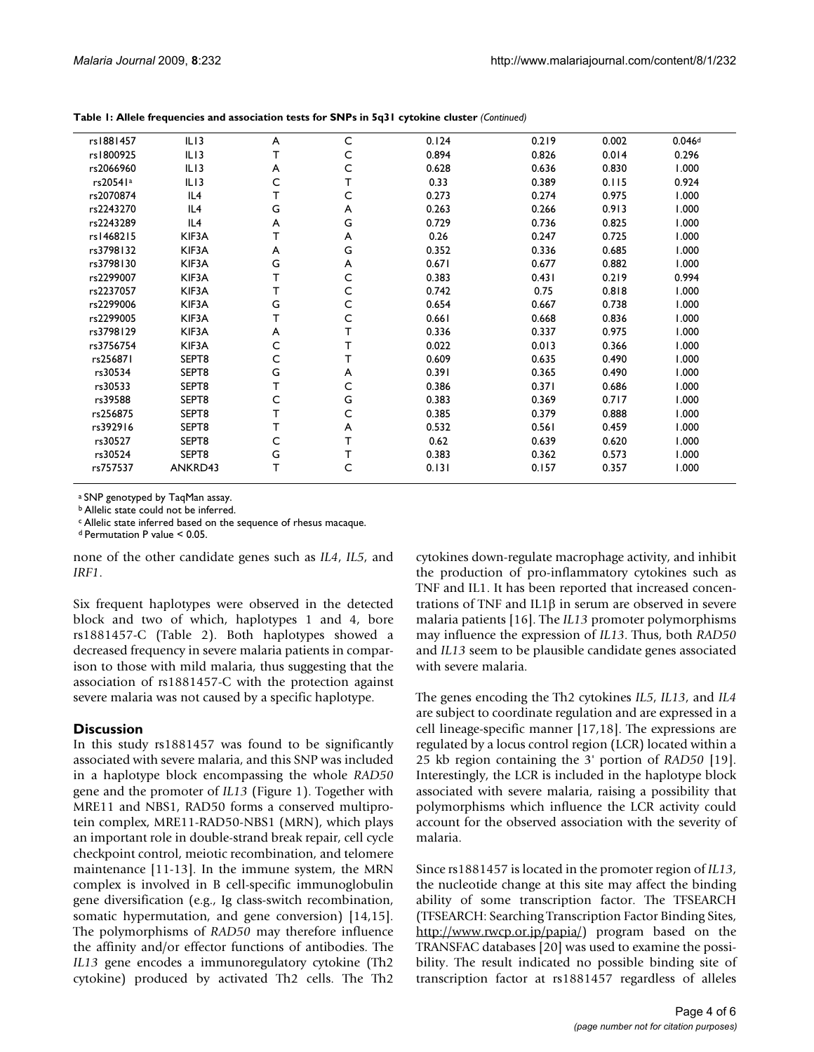**Table 1: Allele frequencies and association tests for SNPs in 5q31 cytokine cluster** *(Continued)*

| | | | | | | | |
|---|---|---|---|---|---|---|---|
| rs1881457 | IL13 | A | C | 0.124 | 0.219 | 0.002 | 0.046[d] |
| rs1800925 | IL13 | T | C | 0.894 | 0.826 | 0.014 | 0.296 |
| rs2066960 | IL13 | A | C | 0.628 | 0.636 | 0.830 | 1.000 |
| rs20541[a] | IL13 | C | T | 0.33 | 0.389 | 0.115 | 0.924 |
| rs2070874 | IL4 | T | C | 0.273 | 0.274 | 0.975 | 1.000 |
| rs2243270 | IL4 | G | A | 0.263 | 0.266 | 0.913 | 1.000 |
| rs2243289 | IL4 | A | G | 0.729 | 0.736 | 0.825 | 1.000 |
| rs1468215 | KIF3A | T | A | 0.26 | 0.247 | 0.725 | 1.000 |
| rs3798132 | KIF3A | A | G | 0.352 | 0.336 | 0.685 | 1.000 |
| rs3798130 | KIF3A | G | A | 0.671 | 0.677 | 0.882 | 1.000 |
| rs2299007 | KIF3A | T | C | 0.383 | 0.431 | 0.219 | 0.994 |
| rs2237057 | KIF3A | T | C | 0.742 | 0.75 | 0.818 | 1.000 |
| rs2299006 | KIF3A | G | C | 0.654 | 0.667 | 0.738 | 1.000 |
| rs2299005 | KIF3A | T | C | 0.661 | 0.668 | 0.836 | 1.000 |
| rs3798129 | KIF3A | A | T | 0.336 | 0.337 | 0.975 | 1.000 |
| rs3756754 | KIF3A | C | T | 0.022 | 0.013 | 0.366 | 1.000 |
| rs256871 | SEPT8 | C | T | 0.609 | 0.635 | 0.490 | 1.000 |
| rs30534 | SEPT8 | G | A | 0.391 | 0.365 | 0.490 | 1.000 |
| rs30533 | SEPT8 | T | C | 0.386 | 0.371 | 0.686 | 1.000 |
| rs39588 | SEPT8 | C | G | 0.383 | 0.369 | 0.717 | 1.000 |
| rs256875 | SEPT8 | T | C | 0.385 | 0.379 | 0.888 | 1.000 |
| rs392916 | SEPT8 | T | A | 0.532 | 0.561 | 0.459 | 1.000 |
| rs30527 | SEPT8 | C | T | 0.62 | 0.639 | 0.620 | 1.000 |
| rs30524 | SEPT8 | G | T | 0.383 | 0.362 | 0.573 | 1.000 |
| rs757537 | ANKRD43 | T | C | 0.131 | 0.157 | 0.357 | 1.000 |

[a] SNP genotyped by TaqMan assay.
[b] Allelic state could not be inferred.
[c] Allelic state inferred based on the sequence of rhesus macaque.
[d] Permutation P value < 0.05.

none of the other candidate genes such as *IL4*, *IL5*, and *IRF1*.

Six frequent haplotypes were observed in the detected block and two of which, haplotypes 1 and 4, bore rs1881457-C (Table 2). Both haplotypes showed a decreased frequency in severe malaria patients in comparison to those with mild malaria, thus suggesting that the association of rs1881457-C with the protection against severe malaria was not caused by a specific haplotype.

## Discussion

In this study rs1881457 was found to be significantly associated with severe malaria, and this SNP was included in a haplotype block encompassing the whole *RAD50* gene and the promoter of *IL13* (Figure 1). Together with MRE11 and NBS1, RAD50 forms a conserved multiprotein complex, MRE11-RAD50-NBS1 (MRN), which plays an important role in double-strand break repair, cell cycle checkpoint control, meiotic recombination, and telomere maintenance [11-13]. In the immune system, the MRN complex is involved in B cell-specific immunoglobulin gene diversification (e.g., Ig class-switch recombination, somatic hypermutation, and gene conversion) [14,15]. The polymorphisms of *RAD50* may therefore influence the affinity and/or effector functions of antibodies. The *IL13* gene encodes a immunoregulatory cytokine (Th2 cytokine) produced by activated Th2 cells. The Th2 cytokines down-regulate macrophage activity, and inhibit the production of pro-inflammatory cytokines such as TNF and IL1. It has been reported that increased concentrations of TNF and IL1β in serum are observed in severe malaria patients [16]. The *IL13* promoter polymorphisms may influence the expression of *IL13*. Thus, both *RAD50* and *IL13* seem to be plausible candidate genes associated with severe malaria.

The genes encoding the Th2 cytokines *IL5*, *IL13*, and *IL4* are subject to coordinate regulation and are expressed in a cell lineage-specific manner [17,18]. The expressions are regulated by a locus control region (LCR) located within a 25 kb region containing the 3' portion of *RAD50* [19]. Interestingly, the LCR is included in the haplotype block associated with severe malaria, raising a possibility that polymorphisms which influence the LCR activity could account for the observed association with the severity of malaria.

Since rs1881457 is located in the promoter region of *IL13*, the nucleotide change at this site may affect the binding ability of some transcription factor. The TFSEARCH (TFSEARCH: Searching Transcription Factor Binding Sites, http://www.rwcp.or.jp/papia/) program based on the TRANSFAC databases [20] was used to examine the possibility. The result indicated no possible binding site of transcription factor at rs1881457 regardless of alleles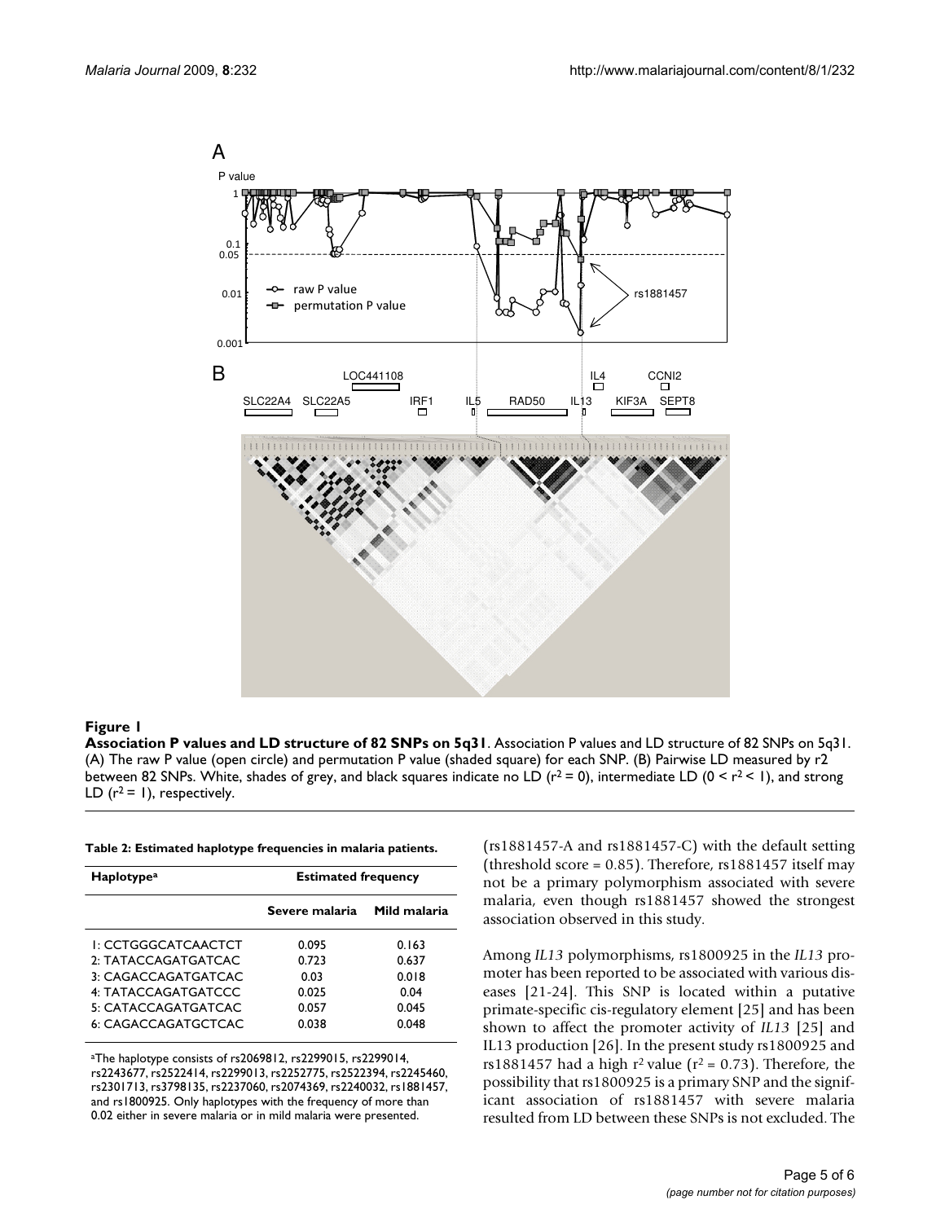**Figure 1**

**Association P values and LD structure of 82 SNPs on 5q31**. Association P values and LD structure of 82 SNPs on 5q31. (A) The raw P value (open circle) and permutation P value (shaded square) for each SNP. (B) Pairwise LD measured by r2 between 82 SNPs. White, shades of grey, and black squares indicate no LD ($r^2 = 0$), intermediate LD ($0 < r^2 < 1$), and strong LD ($r^2 = 1$), respectively.

**Table 2: Estimated haplotype frequencies in malaria patients.**

| Haplotype[a] | Estimated frequency | |
|---|---|---|
| | Severe malaria | Mild malaria |
| 1: CCTGGGCATCAACTCT | 0.095 | 0.163 |
| 2: TATACCAGATGATCAC | 0.723 | 0.637 |
| 3: CAGACCAGATGATCAC | 0.03 | 0.018 |
| 4: TATACCAGATGATCCC | 0.025 | 0.04 |
| 5: CATACCAGATGATCAC | 0.057 | 0.045 |
| 6: CAGACCAGATGCTCAC | 0.038 | 0.048 |

[a]The haplotype consists of rs2069812, rs2299015, rs2299014, rs2243677, rs2522414, rs2299013, rs2252775, rs2522394, rs2245460, rs2301713, rs3798135, rs2237060, rs2074369, rs2240032, rs1881457, and rs1800925. Only haplotypes with the frequency of more than 0.02 either in severe malaria or in mild malaria were presented.

(rs1881457-A and rs1881457-C) with the default setting (threshold score = 0.85). Therefore, rs1881457 itself may not be a primary polymorphism associated with severe malaria, even though rs1881457 showed the strongest association observed in this study.

Among *IL13* polymorphisms, rs1800925 in the *IL13* promoter has been reported to be associated with various diseases [21-24]. This SNP is located within a putative primate-specific cis-regulatory element [25] and has been shown to affect the promoter activity of *IL13* [25] and IL13 production [26]. In the present study rs1800925 and rs1881457 had a high $r^2$ value ($r^2 = 0.73$). Therefore, the possibility that rs1800925 is a primary SNP and the significant association of rs1881457 with severe malaria resulted from LD between these SNPs is not excluded. The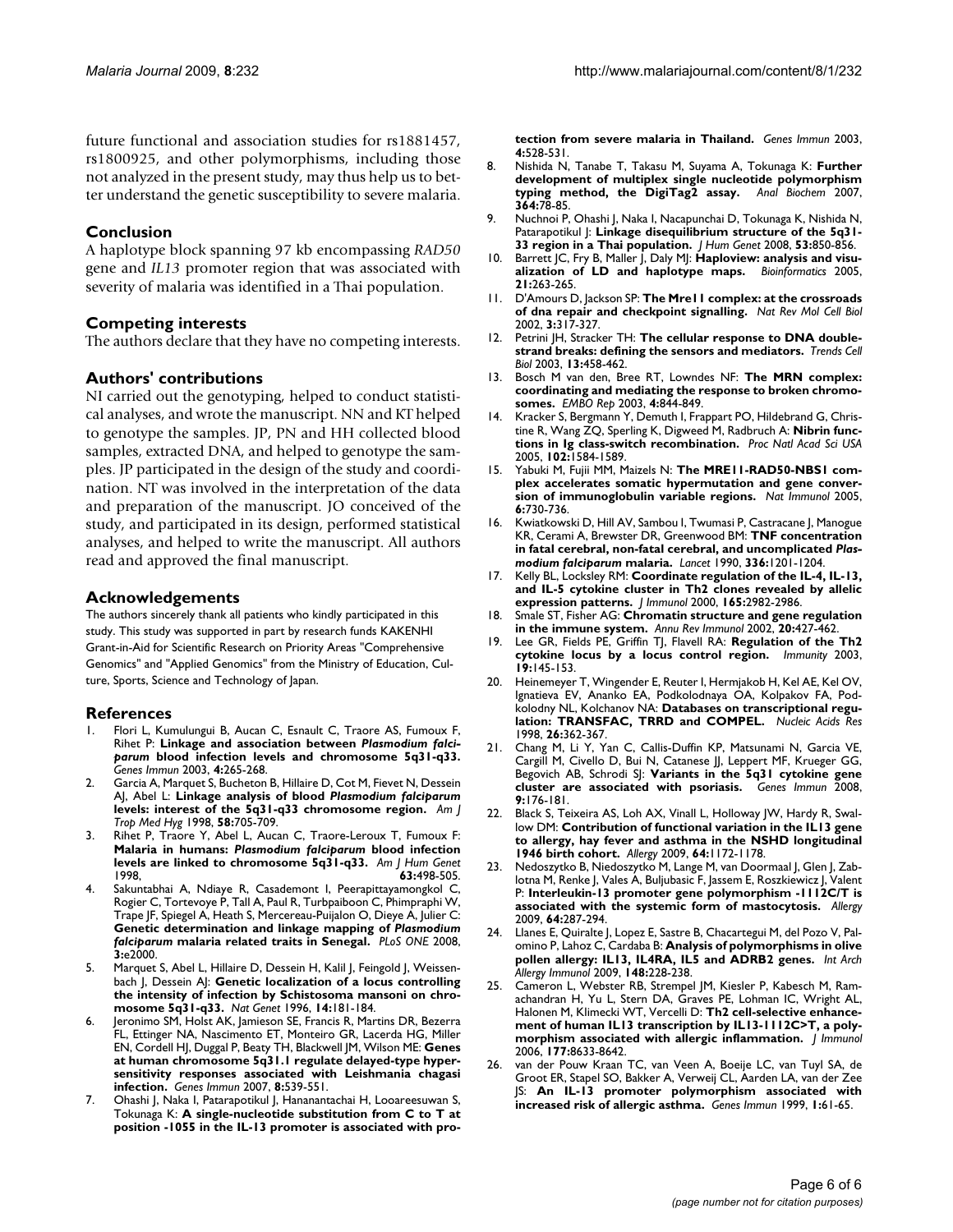future functional and association studies for rs1881457, rs1800925, and other polymorphisms, including those not analyzed in the present study, may thus help us to better understand the genetic susceptibility to severe malaria.

## Conclusion

A haplotype block spanning 97 kb encompassing *RAD50* gene and *IL13* promoter region that was associated with severity of malaria was identified in a Thai population.

## Competing interests

The authors declare that they have no competing interests.

## Authors' contributions

NI carried out the genotyping, helped to conduct statistical analyses, and wrote the manuscript. NN and KT helped to genotype the samples. JP, PN and HH collected blood samples, extracted DNA, and helped to genotype the samples. JP participated in the design of the study and coordination. NT was involved in the interpretation of the data and preparation of the manuscript. JO conceived of the study, and participated in its design, performed statistical analyses, and helped to write the manuscript. All authors read and approved the final manuscript.

## Acknowledgements

The authors sincerely thank all patients who kindly participated in this study. This study was supported in part by research funds KAKENHI Grant-in-Aid for Scientific Research on Priority Areas "Comprehensive Genomics" and "Applied Genomics" from the Ministry of Education, Culture, Sports, Science and Technology of Japan.

## References

1. Flori L, Kumulungui B, Aucan C, Esnault C, Traore AS, Fumoux F, Rihet P: **Linkage and association between *Plasmodium falciparum* blood infection levels and chromosome 5q31-q33.** *Genes Immun* 2003, **4:**265-268.
2. Garcia A, Marquet S, Bucheton B, Hillaire D, Cot M, Fievet N, Dessein AJ, Abel L: **Linkage analysis of blood *Plasmodium falciparum* levels: interest of the 5q31-q33 chromosome region.** *Am J Trop Med Hyg* 1998, **58:**705-709.
3. Rihet P, Traore Y, Abel L, Aucan C, Traore-Leroux T, Fumoux F: **Malaria in humans: *Plasmodium falciparum* blood infection levels are linked to chromosome 5q31-q33.** *Am J Hum Genet* 1998, **63:**498-505.
4. Sakuntabhai A, Ndiaye R, Casademont I, Peerapittayamongkol C, Rogier C, Tortevoye P, Tall A, Paul R, Turbpaiboon C, Phimpraphi W, Trape JF, Spiegel A, Heath S, Mercereau-Puijalon O, Dieye A, Julier C: **Genetic determination and linkage mapping of *Plasmodium falciparum* malaria related traits in Senegal.** *PLoS ONE* 2008, **3:**e2000.
5. Marquet S, Abel L, Hillaire D, Dessein H, Kalil J, Feingold J, Weissenbach J, Dessein AJ: **Genetic localization of a locus controlling the intensity of infection by Schistosoma mansoni on chromosome 5q31-q33.** *Nat Genet* 1996, **14:**181-184.
6. Jeronimo SM, Holst AK, Jamieson SE, Francis R, Martins DR, Bezerra FL, Ettinger NA, Nascimento ET, Monteiro GR, Lacerda HG, Miller EN, Cordell HJ, Duggal P, Beaty TH, Blackwell JM, Wilson ME: **Genes at human chromosome 5q31.1 regulate delayed-type hypersensitivity responses associated with Leishmania chagasi infection.** *Genes Immun* 2007, **8:**539-551.
7. Ohashi J, Naka I, Patarapotikul J, Hananantachai H, Looareesuwan S, Tokunaga K: **A single-nucleotide substitution from C to T at position -1055 in the IL-13 promoter is associated with protection from severe malaria in Thailand.** *Genes Immun* 2003, **4:**528-531.
8. Nishida N, Tanabe T, Takasu M, Suyama A, Tokunaga K: **Further development of multiplex single nucleotide polymorphism typing method, the DigiTag2 assay.** *Anal Biochem* 2007, **364:**78-85.
9. Nuchnoi P, Ohashi J, Naka I, Nacapunchai D, Tokunaga K, Nishida N, Patarapotikul J: **Linkage disequilibrium structure of the 5q31-33 region in a Thai population.** *J Hum Genet* 2008, **53:**850-856.
10. Barrett JC, Fry B, Maller J, Daly MJ: **Haploview: analysis and visualization of LD and haplotype maps.** *Bioinformatics* 2005, **21:**263-265.
11. D'Amours D, Jackson SP: **The Mre11 complex: at the crossroads of dna repair and checkpoint signalling.** *Nat Rev Mol Cell Biol* 2002, **3:**317-327.
12. Petrini JH, Stracker TH: **The cellular response to DNA double-strand breaks: defining the sensors and mediators.** *Trends Cell Biol* 2003, **13:**458-462.
13. Bosch M van den, Bree RT, Lowndes NF: **The MRN complex: coordinating and mediating the response to broken chromosomes.** *EMBO Rep* 2003, **4:**844-849.
14. Kracker S, Bergmann Y, Demuth I, Frappart PO, Hildebrand G, Christine R, Wang ZQ, Sperling K, Digweed M, Radbruch A: **Nibrin functions in Ig class-switch recombination.** *Proc Natl Acad Sci USA* 2005, **102:**1584-1589.
15. Yabuki M, Fujii MM, Maizels N: **The MRE11-RAD50-NBS1 complex accelerates somatic hypermutation and gene conversion of immunoglobulin variable regions.** *Nat Immunol* 2005, **6:**730-736.
16. Kwiatkowski D, Hill AV, Sambou I, Twumasi P, Castracane J, Manogue KR, Cerami A, Brewster DR, Greenwood BM: **TNF concentration in fatal cerebral, non-fatal cerebral, and uncomplicated *Plasmodium falciparum* malaria.** *Lancet* 1990, **336:**1201-1204.
17. Kelly BL, Locksley RM: **Coordinate regulation of the IL-4, IL-13, and IL-5 cytokine cluster in Th2 clones revealed by allelic expression patterns.** *J Immunol* 2000, **165:**2982-2986.
18. Smale ST, Fisher AG: **Chromatin structure and gene regulation in the immune system.** *Annu Rev Immunol* 2002, **20:**427-462.
19. Lee GR, Fields PE, Griffin TJ, Flavell RA: **Regulation of the Th2 cytokine locus by a locus control region.** *Immunity* 2003, **19:**145-153.
20. Heinemeyer T, Wingender E, Reuter I, Hermjakob H, Kel AE, Kel OV, Ignatieva EV, Ananko EA, Podkolodnaya OA, Kolpakov FA, Podkolodny NL, Kolchanov NA: **Databases on transcriptional regulation: TRANSFAC, TRRD and COMPEL.** *Nucleic Acids Res* 1998, **26:**362-367.
21. Chang M, Li Y, Yan C, Callis-Duffin KP, Matsunami N, Garcia VE, Cargill M, Civello D, Bui N, Catanese JJ, Leppert MF, Krueger GG, Begovich AB, Schrodi SJ: **Variants in the 5q31 cytokine gene cluster are associated with psoriasis.** *Genes Immun* 2008, **9:**176-181.
22. Black S, Teixeira AS, Loh AX, Vinall L, Holloway JW, Hardy R, Swallow DM: **Contribution of functional variation in the IL13 gene to allergy, hay fever and asthma in the NSHD longitudinal 1946 birth cohort.** *Allergy* 2009, **64:**1172-1178.
23. Nedoszytko B, Niedoszytko M, Lange M, van Doormaal J, Glen J, Zablotna M, Renke J, Vales A, Buljubasic F, Jassem E, Roszkiewicz J, Valent P: **Interleukin-13 promoter gene polymorphism -1112C/T is associated with the systemic form of mastocytosis.** *Allergy* 2009, **64:**287-294.
24. Llanes E, Quiralte J, Lopez E, Sastre B, Chacartegui M, del Pozo V, Palomino P, Lahoz C, Cardaba B: **Analysis of polymorphisms in olive pollen allergy: IL13, IL4RA, IL5 and ADRB2 genes.** *Int Arch Allergy Immunol* 2009, **148:**228-238.
25. Cameron L, Webster RB, Strempel JM, Kiesler P, Kabesch M, Ramachandran H, Yu L, Stern DA, Graves PE, Lohman IC, Wright AL, Halonen M, Klimecki WT, Vercelli D: **Th2 cell-selective enhancement of human IL13 transcription by IL13-1112C>T, a polymorphism associated with allergic inflammation.** *J Immunol* 2006, **177:**8633-8642.
26. van der Pouw Kraan TC, van Veen A, Boeije LC, van Tuyl SA, de Groot ER, Stapel SO, Bakker A, Verweij CL, Aarden LA, van der Zee JS: **An IL-13 promoter polymorphism associated with increased risk of allergic asthma.** *Genes Immun* 1999, **1:**61-65.